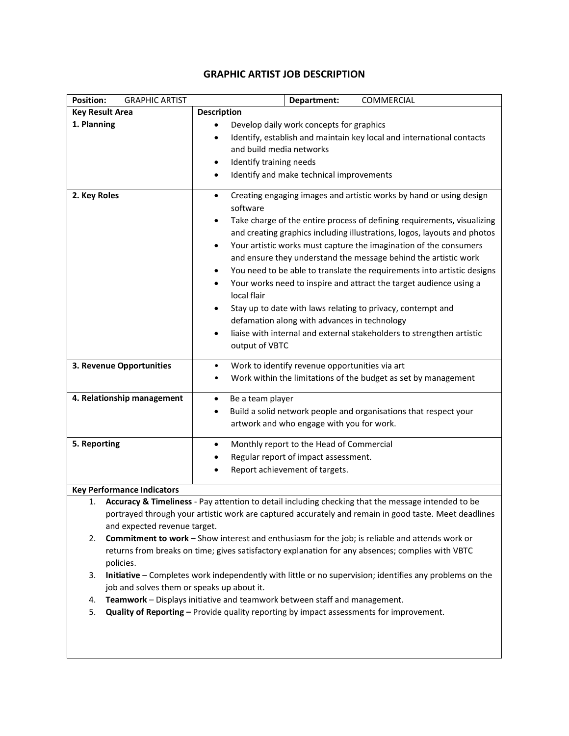# GRAPHIC ARTIST JOB DESCRIPTION

| **Position:** GRAPHIC ARTIST | **Department:** COMMERCIAL |
|---|---|
| **Key Result Area** | **Description** |
| **1. Planning** | • Develop daily work concepts for graphics<br>• Identify, establish and maintain key local and international contacts and build media networks<br>• Identify training needs<br>• Identify and make technical improvements |
| **2. Key Roles** | • Creating engaging images and artistic works by hand or using design software<br>• Take charge of the entire process of defining requirements, visualizing and creating graphics including illustrations, logos, layouts and photos<br>• Your artistic works must capture the imagination of the consumers and ensure they understand the message behind the artistic work<br>• You need to be able to translate the requirements into artistic designs<br>• Your works need to inspire and attract the target audience using a local flair<br>• Stay up to date with laws relating to privacy, contempt and defamation along with advances in technology<br>• liaise with internal and external stakeholders to strengthen artistic output of VBTC |
| **3. Revenue Opportunities** | • Work to identify revenue opportunities via art<br>• Work within the limitations of the budget as set by management |
| **4. Relationship management** | • Be a team player<br>• Build a solid network people and organisations that respect your artwork and who engage with you for work. |
| **5. Reporting** | • Monthly report to the Head of Commercial<br>• Regular report of impact assessment.<br>• Report achievement of targets. |

**Key Performance Indicators**

1. **Accuracy & Timeliness** - Pay attention to detail including checking that the message intended to be portrayed through your artistic work are captured accurately and remain in good taste. Meet deadlines and expected revenue target.
2. **Commitment to work** – Show interest and enthusiasm for the job; is reliable and attends work or returns from breaks on time; gives satisfactory explanation for any absences; complies with VBTC policies.
3. **Initiative** – Completes work independently with little or no supervision; identifies any problems on the job and solves them or speaks up about it.
4. **Teamwork** – Displays initiative and teamwork between staff and management.
5. **Quality of Reporting –** Provide quality reporting by impact assessments for improvement.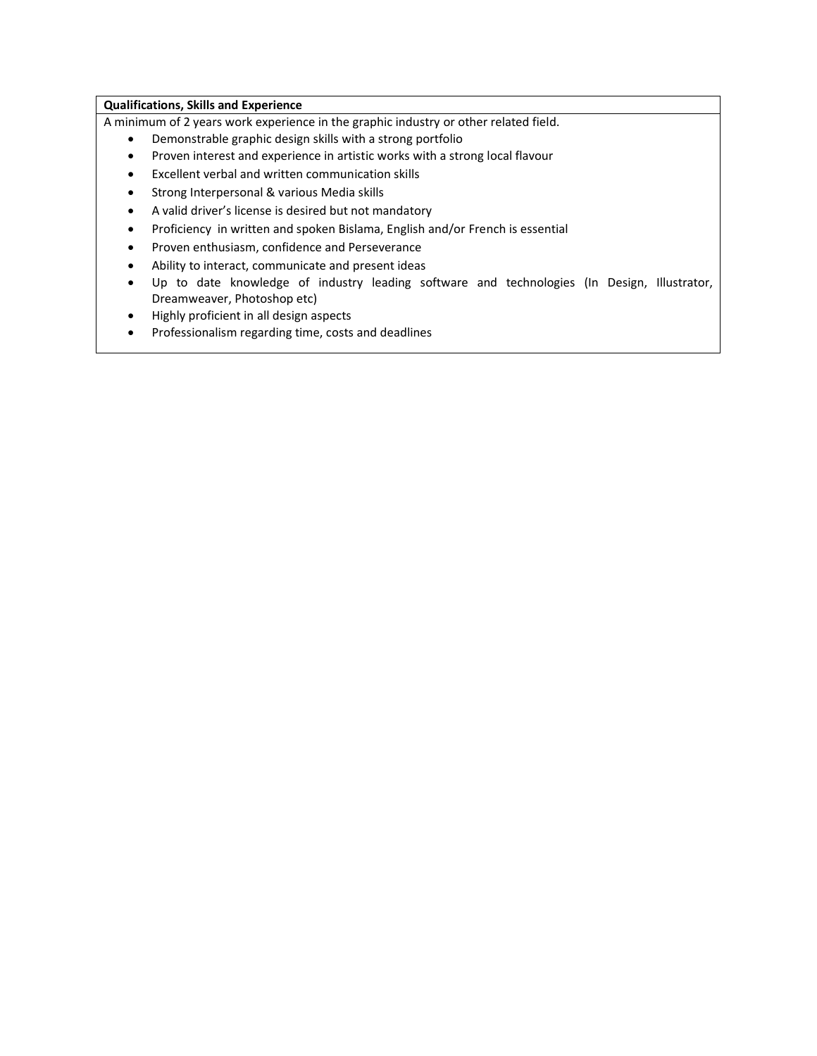**Qualifications, Skills and Experience**

A minimum of 2 years work experience in the graphic industry or other related field.

- Demonstrable graphic design skills with a strong portfolio
- Proven interest and experience in artistic works with a strong local flavour
- Excellent verbal and written communication skills
- Strong Interpersonal & various Media skills
- A valid driver's license is desired but not mandatory
- Proficiency in written and spoken Bislama, English and/or French is essential
- Proven enthusiasm, confidence and Perseverance
- Ability to interact, communicate and present ideas
- Up to date knowledge of industry leading software and technologies (In Design, Illustrator, Dreamweaver, Photoshop etc)
- Highly proficient in all design aspects
- Professionalism regarding time, costs and deadlines